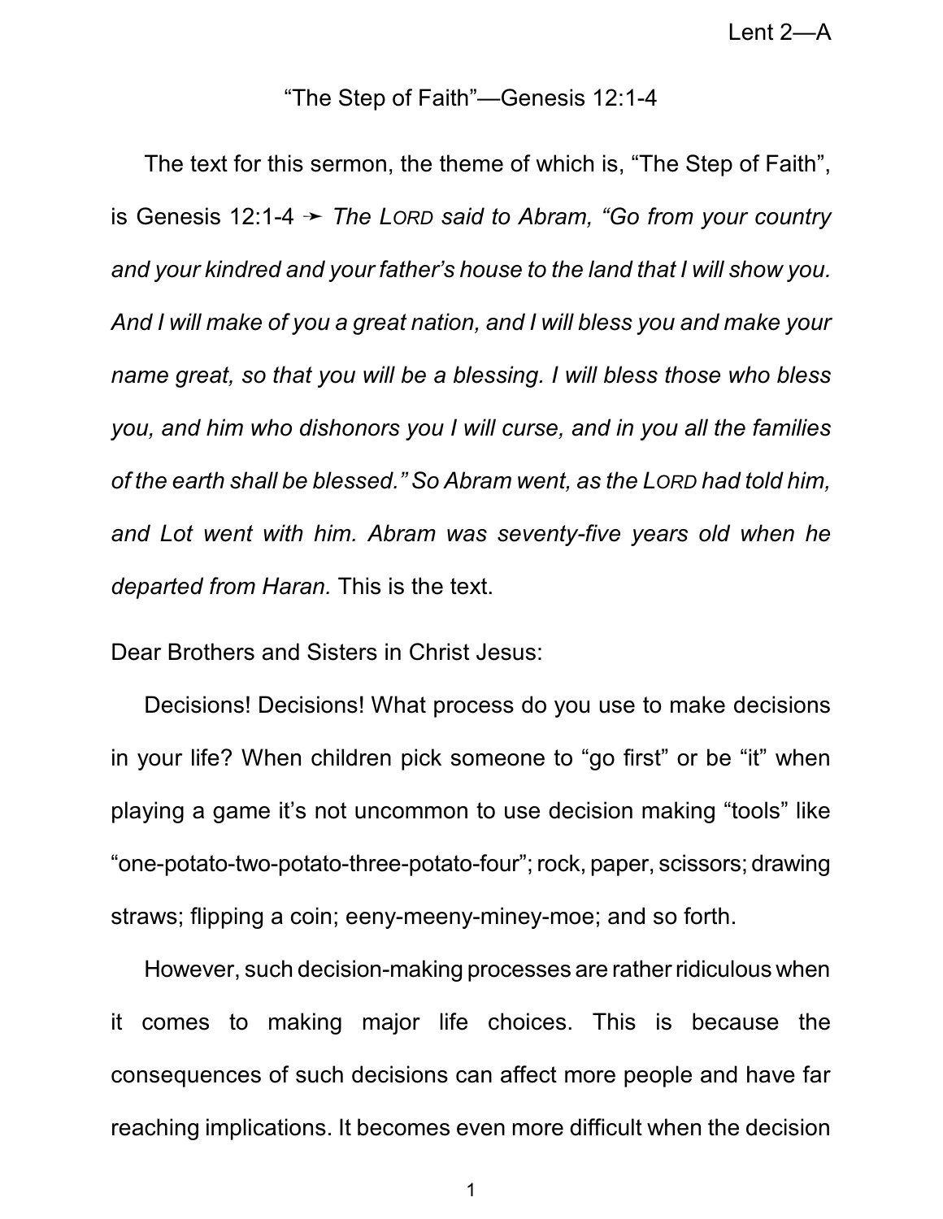Lent 2—A

## “The Step of Faith”—Genesis 12:1-4

The text for this sermon, the theme of which is, “The Step of Faith”, is Genesis 12:1-4 ➛ *The LORD said to Abram, “Go from your country and your kindred and your father’s house to the land that I will show you. And I will make of you a great nation, and I will bless you and make your name great, so that you will be a blessing. I will bless those who bless you, and him who dishonors you I will curse, and in you all the families of the earth shall be blessed.” So Abram went, as the LORD had told him, and Lot went with him. Abram was seventy-five years old when he departed from Haran.* This is the text.

Dear Brothers and Sisters in Christ Jesus:

Decisions! Decisions! What process do you use to make decisions in your life? When children pick someone to “go first” or be “it” when playing a game it’s not uncommon to use decision making “tools” like “one-potato-two-potato-three-potato-four”; rock, paper, scissors; drawing straws; flipping a coin; eeny-meeny-miney-moe; and so forth.

However, such decision-making processes are rather ridiculous when it comes to making major life choices. This is because the consequences of such decisions can affect more people and have far reaching implications. It becomes even more difficult when the decision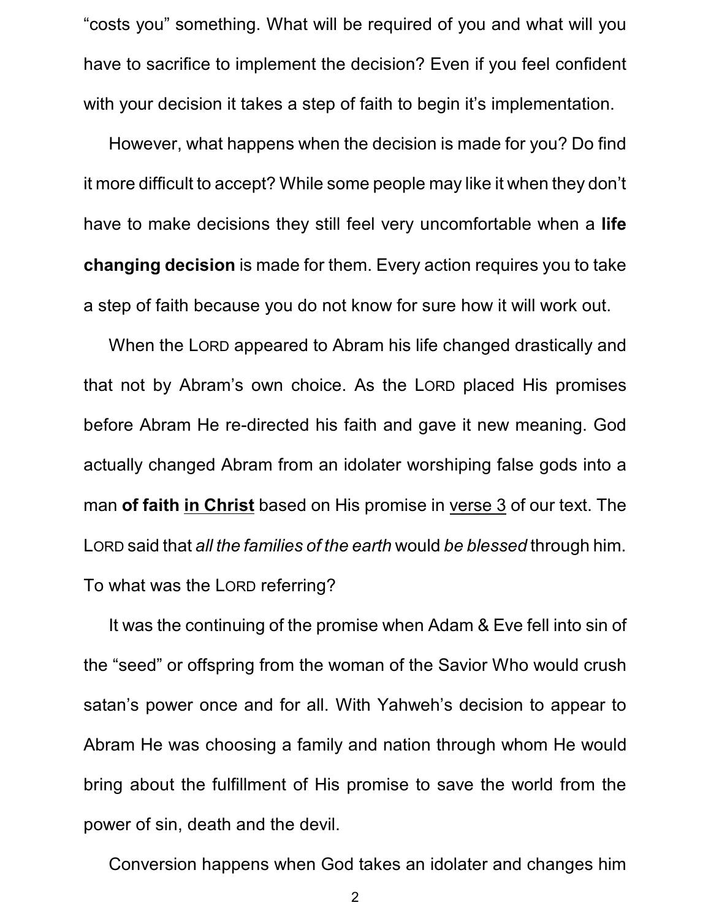"costs you" something. What will be required of you and what will you have to sacrifice to implement the decision? Even if you feel confident with your decision it takes a step of faith to begin it's implementation.

However, what happens when the decision is made for you? Do find it more difficult to accept? While some people may like it when they don't have to make decisions they still feel very uncomfortable when a **life changing decision** is made for them. Every action requires you to take a step of faith because you do not know for sure how it will work out.

When the LORD appeared to Abram his life changed drastically and that not by Abram's own choice. As the LORD placed His promises before Abram He re-directed his faith and gave it new meaning. God actually changed Abram from an idolater worshiping false gods into a man **of faith <u>in Christ</u>** based on His promise in <u>verse 3</u> of our text. The LORD said that *all the families of the earth* would *be blessed* through him. To what was the LORD referring?

It was the continuing of the promise when Adam & Eve fell into sin of the "seed" or offspring from the woman of the Savior Who would crush satan's power once and for all. With Yahweh's decision to appear to Abram He was choosing a family and nation through whom He would bring about the fulfillment of His promise to save the world from the power of sin, death and the devil.

Conversion happens when God takes an idolater and changes him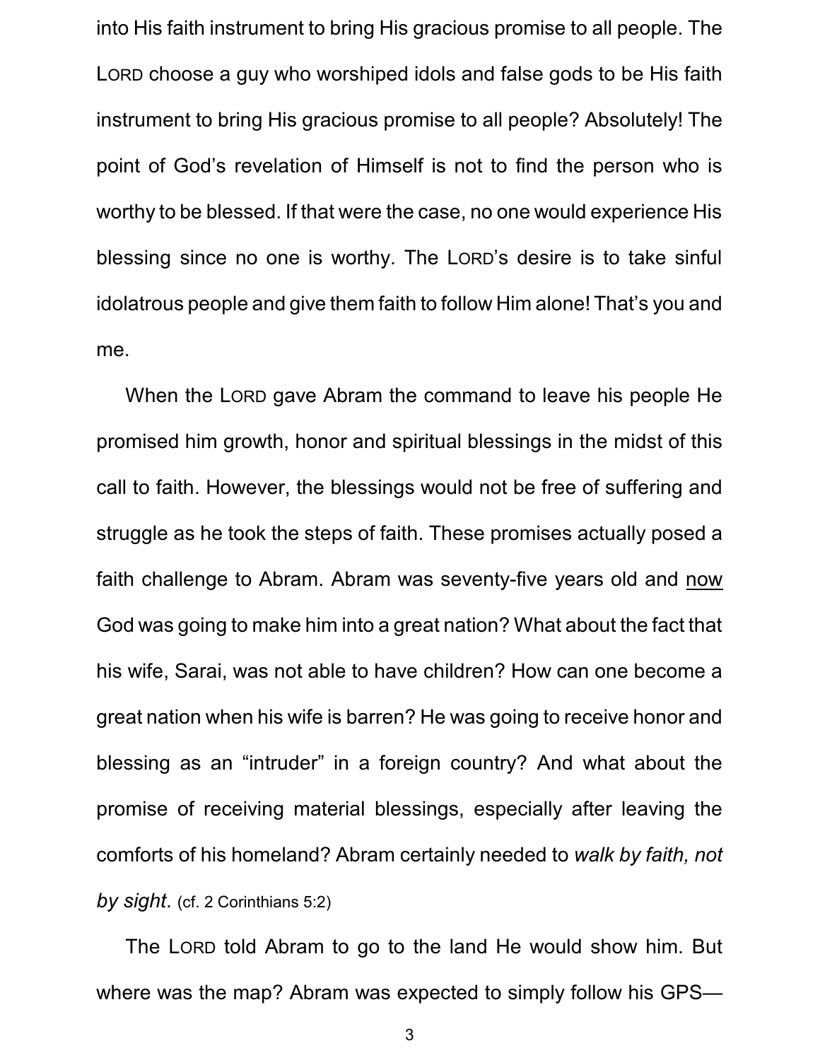into His faith instrument to bring His gracious promise to all people. The LORD choose a guy who worshiped idols and false gods to be His faith instrument to bring His gracious promise to all people? Absolutely! The point of God's revelation of Himself is not to find the person who is worthy to be blessed. If that were the case, no one would experience His blessing since no one is worthy. The LORD's desire is to take sinful idolatrous people and give them faith to follow Him alone! That's you and me.

When the LORD gave Abram the command to leave his people He promised him growth, honor and spiritual blessings in the midst of this call to faith. However, the blessings would not be free of suffering and struggle as he took the steps of faith. These promises actually posed a faith challenge to Abram. Abram was seventy-five years old and <u>now</u> God was going to make him into a great nation? What about the fact that his wife, Sarai, was not able to have children? How can one become a great nation when his wife is barren? He was going to receive honor and blessing as an "intruder" in a foreign country? And what about the promise of receiving material blessings, especially after leaving the comforts of his homeland? Abram certainly needed to *walk by faith, not by sight*. (cf. 2 Corinthians 5:2)

The LORD told Abram to go to the land He would show him. But where was the map? Abram was expected to simply follow his GPS—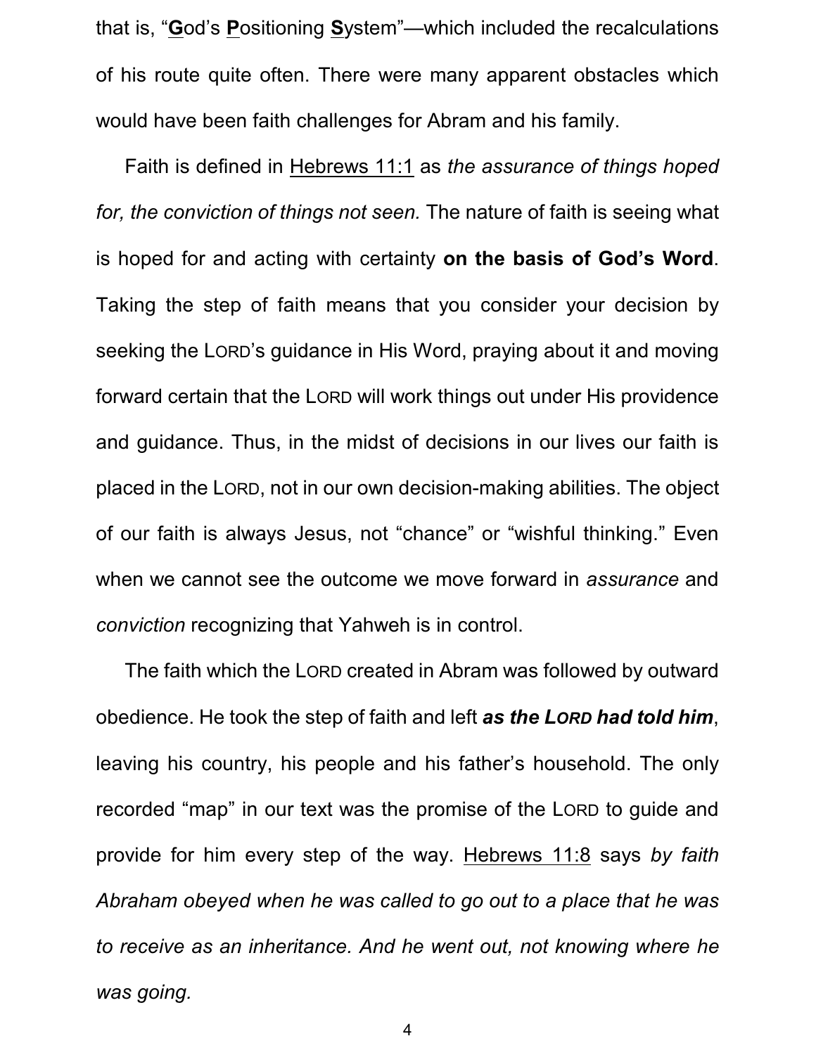that is, "**G**od's **P**ositioning **S**ystem"—which included the recalculations of his route quite often. There were many apparent obstacles which would have been faith challenges for Abram and his family.

Faith is defined in Hebrews 11:1 as *the assurance of things hoped for, the conviction of things not seen.* The nature of faith is seeing what is hoped for and acting with certainty **on the basis of God's Word**. Taking the step of faith means that you consider your decision by seeking the LORD's guidance in His Word, praying about it and moving forward certain that the LORD will work things out under His providence and guidance. Thus, in the midst of decisions in our lives our faith is placed in the LORD, not in our own decision-making abilities. The object of our faith is always Jesus, not "chance" or "wishful thinking." Even when we cannot see the outcome we move forward in *assurance* and *conviction* recognizing that Yahweh is in control.

The faith which the LORD created in Abram was followed by outward obedience. He took the step of faith and left ***as the LORD had told him***, leaving his country, his people and his father's household. The only recorded "map" in our text was the promise of the LORD to guide and provide for him every step of the way. Hebrews 11:8 says *by faith Abraham obeyed when he was called to go out to a place that he was to receive as an inheritance. And he went out, not knowing where he was going.*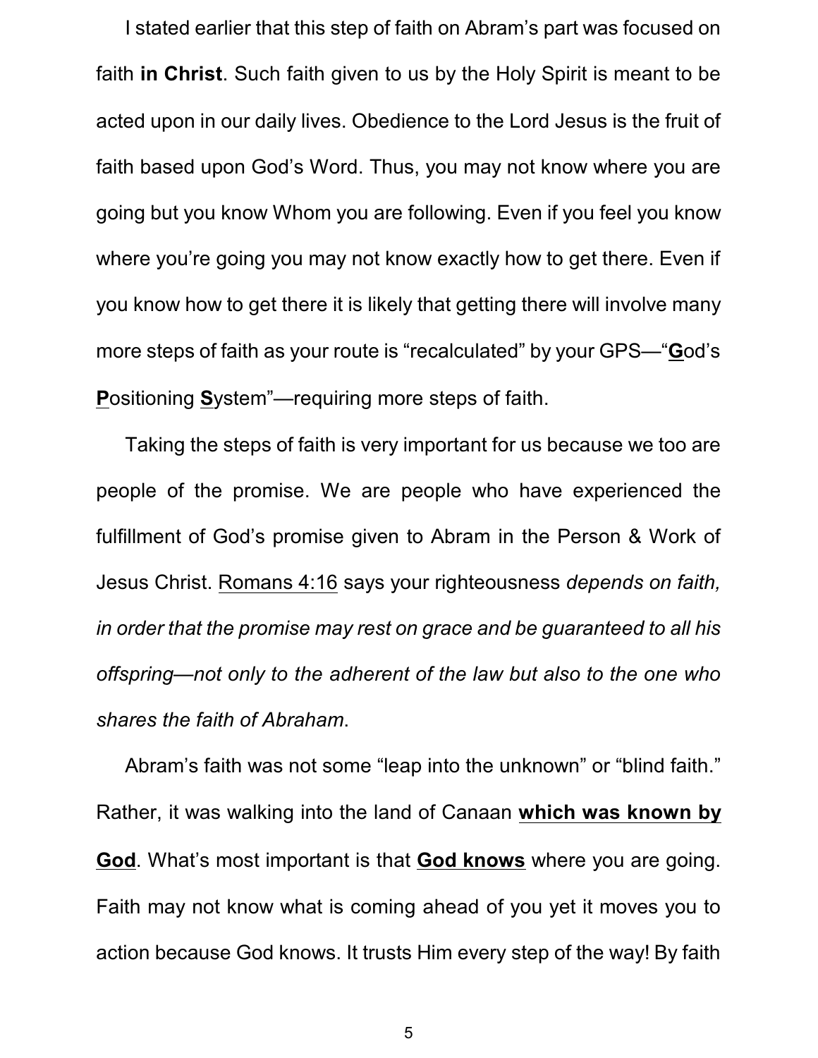I stated earlier that this step of faith on Abram's part was focused on faith **in Christ**. Such faith given to us by the Holy Spirit is meant to be acted upon in our daily lives. Obedience to the Lord Jesus is the fruit of faith based upon God's Word. Thus, you may not know where you are going but you know Whom you are following. Even if you feel you know where you're going you may not know exactly how to get there. Even if you know how to get there it is likely that getting there will involve many more steps of faith as your route is "recalculated" by your GPS—"<u>**G**</u>od's <u>**P**</u>ositioning <u>**S**</u>ystem"—requiring more steps of faith.

Taking the steps of faith is very important for us because we too are people of the promise. We are people who have experienced the fulfillment of God's promise given to Abram in the Person & Work of Jesus Christ. <u>Romans 4:16</u> says your righteousness *depends on faith, in order that the promise may rest on grace and be guaranteed to all his offspring—not only to the adherent of the law but also to the one who shares the faith of Abraham*.

Abram's faith was not some "leap into the unknown" or "blind faith." Rather, it was walking into the land of Canaan <u>**which was known by God**</u>. What's most important is that <u>**God knows**</u> where you are going. Faith may not know what is coming ahead of you yet it moves you to action because God knows. It trusts Him every step of the way! By faith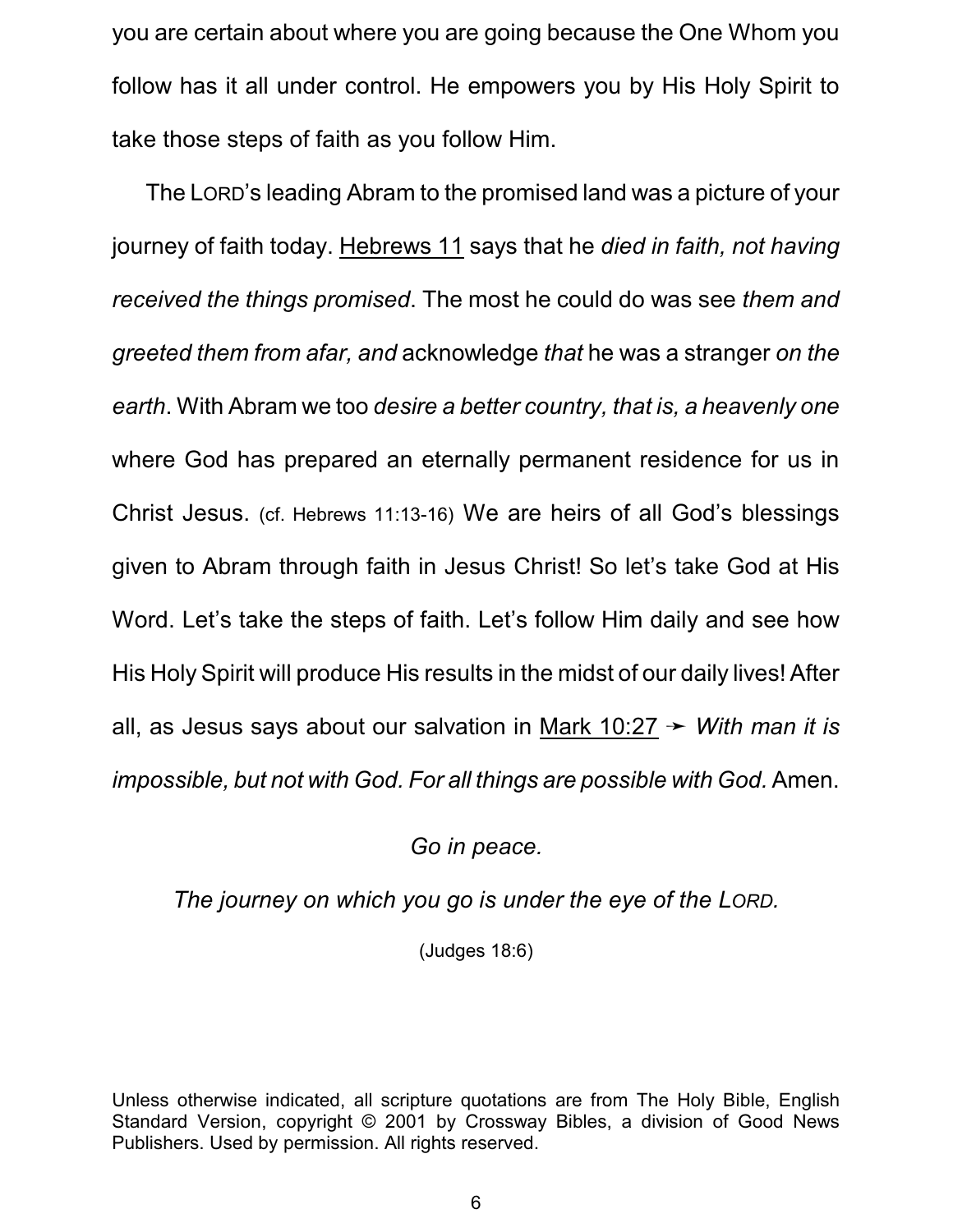you are certain about where you are going because the One Whom you follow has it all under control. He empowers you by His Holy Spirit to take those steps of faith as you follow Him.

The LORD's leading Abram to the promised land was a picture of your journey of faith today. Hebrews 11 says that he *died in faith, not having received the things promised*. The most he could do was see *them and greeted them from afar, and* acknowledge *that* he was a stranger *on the earth*. With Abram we too *desire a better country, that is, a heavenly one* where God has prepared an eternally permanent residence for us in Christ Jesus. (cf. Hebrews 11:13-16) We are heirs of all God's blessings given to Abram through faith in Jesus Christ! So let's take God at His Word. Let's take the steps of faith. Let's follow Him daily and see how His Holy Spirit will produce His results in the midst of our daily lives! After all, as Jesus says about our salvation in Mark 10:27 ➛ *With man it is impossible, but not with God. For all things are possible with God.* Amen.

*Go in peace.*

*The journey on which you go is under the eye of the LORD.*

(Judges 18:6)

Unless otherwise indicated, all scripture quotations are from The Holy Bible, English Standard Version, copyright © 2001 by Crossway Bibles, a division of Good News Publishers. Used by permission. All rights reserved.